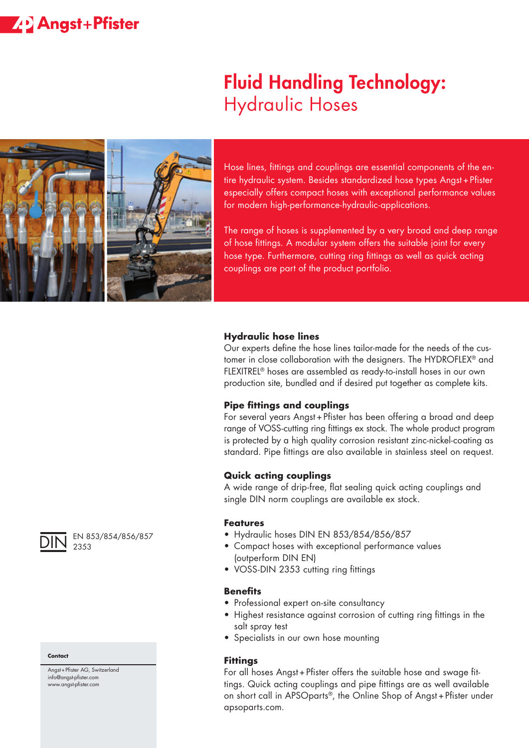Angst+Pfister

# Fluid Handling Technology:
## Hydraulic Hoses

Hose lines, fittings and couplings are essential components of the entire hydraulic system. Besides standardized hose types Angst+Pfister especially offers compact hoses with exceptional performance values for modern high-performance-hydraulic-applications.

The range of hoses is supplemented by a very broad and deep range of hose fittings. A modular system offers the suitable joint for every hose type. Furthermore, cutting ring fittings as well as quick acting couplings are part of the product portfolio.

### Hydraulic hose lines

Our experts define the hose lines tailor-made for the needs of the customer in close collaboration with the designers. The HYDROFLEX® and FLEXITREL® hoses are assembled as ready-to-install hoses in our own production site, bundled and if desired put together as complete kits.

### Pipe fittings and couplings

For several years Angst+Pfister has been offering a broad and deep range of VOSS-cutting ring fittings ex stock. The whole product program is protected by a high quality corrosion resistant zinc-nickel-coating as standard. Pipe fittings are also available in stainless steel on request.

### Quick acting couplings

A wide range of drip-free, flat sealing quick acting couplings and single DIN norm couplings are available ex stock.

DIN EN 853/854/856/857
2353

### Features

- Hydraulic hoses DIN EN 853/854/856/857
- Compact hoses with exceptional performance values (outperform DIN EN)
- VOSS-DIN 2353 cutting ring fittings

### Benefits

- Professional expert on-site consultancy
- Highest resistance against corrosion of cutting ring fittings in the salt spray test
- Specialists in our own hose mounting

### Fittings

For all hoses Angst+Pfister offers the suitable hose and swage fittings. Quick acting couplings and pipe fittings are as well available on short call in APSOparts®, the Online Shop of Angst+Pfister under apsoparts.com.

**Contact**

Angst+Pfister AG, Switzerland
info@angst-pfister.com
www.angst-pfister.com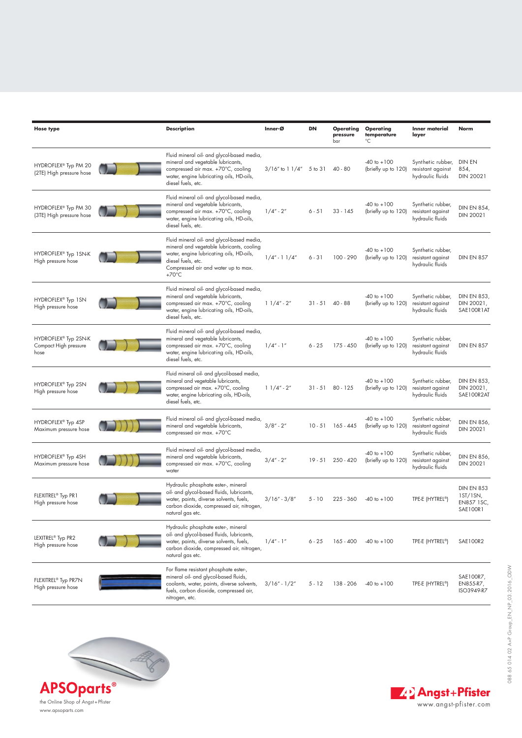| Hose type | Description | Inner-Ø | DN | Operating pressure bar | Operating temperature °C | Inner material layer | Norm |
|---|---|---|---|---|---|---|---|
| HYDROFLEX® Typ PM 20 (2TE) High pressure hose | Fluid mineral oil- and glycol-based media, mineral and vegetable lubricants, compressed air max. +70°C, cooling water, engine lubricating oils, HD-oils, diesel fuels, etc. | 3/16" to 1 1/4" | 5 to 31 | 40 - 80 | -40 to +100 (briefly up to 120) | Synthetic rubber, resistant against hydraulic fluids | DIN EN 854, DIN 20021 |
| HYDROFLEX® Typ PM 30 (3TE) High pressure hose | Fluid mineral oil- and glycol-based media, mineral and vegetable lubricants, compressed air max. +70°C, cooling water, engine lubricating oils, HD-oils, diesel fuels, etc. | 1/4" - 2" | 6 - 51 | 33 - 145 | -40 to +100 (briefly up to 120) | Synthetic rubber, resistant against hydraulic fluids | DIN EN 854, DIN 20021 |
| HYDROFLEX® Typ 1SN-K High pressure hose | Fluid mineral oil- and glycol-based media, mineral and vegetable lubricants, cooling water, engine lubricating oils, HD-oils, diesel fuels, etc. Compressed air and water up to max. +70°C | 1/4" - 1 1/4" | 6 - 31 | 100 - 290 | -40 to +100 (briefly up to 120) | Synthetic rubber, resistant against hydraulic fluids | DIN EN 857 |
| HYDROFLEX® Typ 1SN High pressure hose | Fluid mineral oil- and glycol-based media, mineral and vegetable lubricants, compressed air max. +70°C, cooling water, engine lubricating oils, HD-oils, diesel fuels, etc. | 1 1/4" - 2" | 31 - 51 | 40 - 88 | -40 to +100 (briefly up to 120) | Synthetic rubber, resistant against hydraulic fluids | DIN EN 853, DIN 20021, SAE100R1AT |
| HYDROFLEX® Typ 2SN-K Compact High pressure hose | Fluid mineral oil- and glycol-based media, mineral and vegetable lubricants, compressed air max. +70°C, cooling water, engine lubricating oils, HD-oils, diesel fuels, etc. | 1/4" - 1" | 6 - 25 | 175 - 450 | -40 to +100 (briefly up to 120) | Synthetic rubber, resistant against hydraulic fluids | DIN EN 857 |
| HYDROFLEX® Typ 2SN High pressure hose | Fluid mineral oil- and glycol-based media, mineral and vegetable lubricants, compressed air max. +70°C, cooling water, engine lubricating oils, HD-oils, diesel fuels, etc. | 1 1/4" - 2" | 31 - 51 | 80 - 125 | -40 to +100 (briefly up to 120) | Synthetic rubber, resistant against hydraulic fluids | DIN EN 853, DIN 20021, SAE100R2AT |
| HYDROFLEX® Typ 4SP Maximum pressure hose | Fluid mineral oil- and glycol-based media, mineral and vegetable lubricants, compressed air max. +70°C | 3/8" - 2" | 10 - 51 | 165 - 445 | -40 to +100 (briefly up to 120) | Synthetic rubber, resistant against hydraulic fluids | DIN EN 856, DIN 20021 |
| HYDROFLEX® Typ 4SH Maximum pressure hose | Fluid mineral oil- and glycol-based media, mineral and vegetable lubricants, compressed air max. +70°C, cooling water | 3/4" - 2" | 19 - 51 | 250 - 420 | -40 to +100 (briefly up to 120) | Synthetic rubber, resistant against hydraulic fluids | DIN EN 856, DIN 20021 |
| FLEXITREL® Typ PR1 High pressure hose | Hydraulic phosphate ester-, mineral oil- and glycol-based fluids, lubricants, water, paints, diverse solvents, fuels, carbon dioxide, compressed air, nitrogen, natural gas etc. | 3/16" - 3/8" | 5 - 10 | 225 - 360 | -40 to +100 | TPE-E (HYTREL®) | DIN EN 853 1ST/1SN, EN857 1SC, SAE100R1 |
| LEXITREL® Typ PR2 High pressure hose | Hydraulic phosphate ester-, mineral oil- and glycol-based fluids, lubricants, water, paints, diverse solvents, fuels, carbon dioxide, compressed air, nitrogen, natural gas etc. | 1/4" - 1" | 6 - 25 | 165 - 400 | -40 to +100 | TPE-E (HYTREL®) | SAE100R2 |
| FLEXITREL® Typ PR7N High pressure hose | For flame resistant phosphate ester-, mineral oil- and glycol-based fluids, coolants, water, paints, diverse solvents, fuels, carbon dioxide, compressed air, nitrogen, etc. | 3/16" - 1/2" | 5 - 12 | 138 - 206 | -40 to +100 | TPE-E (HYTREL®) | SAE100R7, EN855-R7, ISO3949-R7 |

APSOparts®

the Online Shop of Angst+Pfister

www.apsoparts.com

Angst+Pfister

www.angst-pfister.com

088 65 014 02 A+P Group_EN_NP_03.2016_ODW